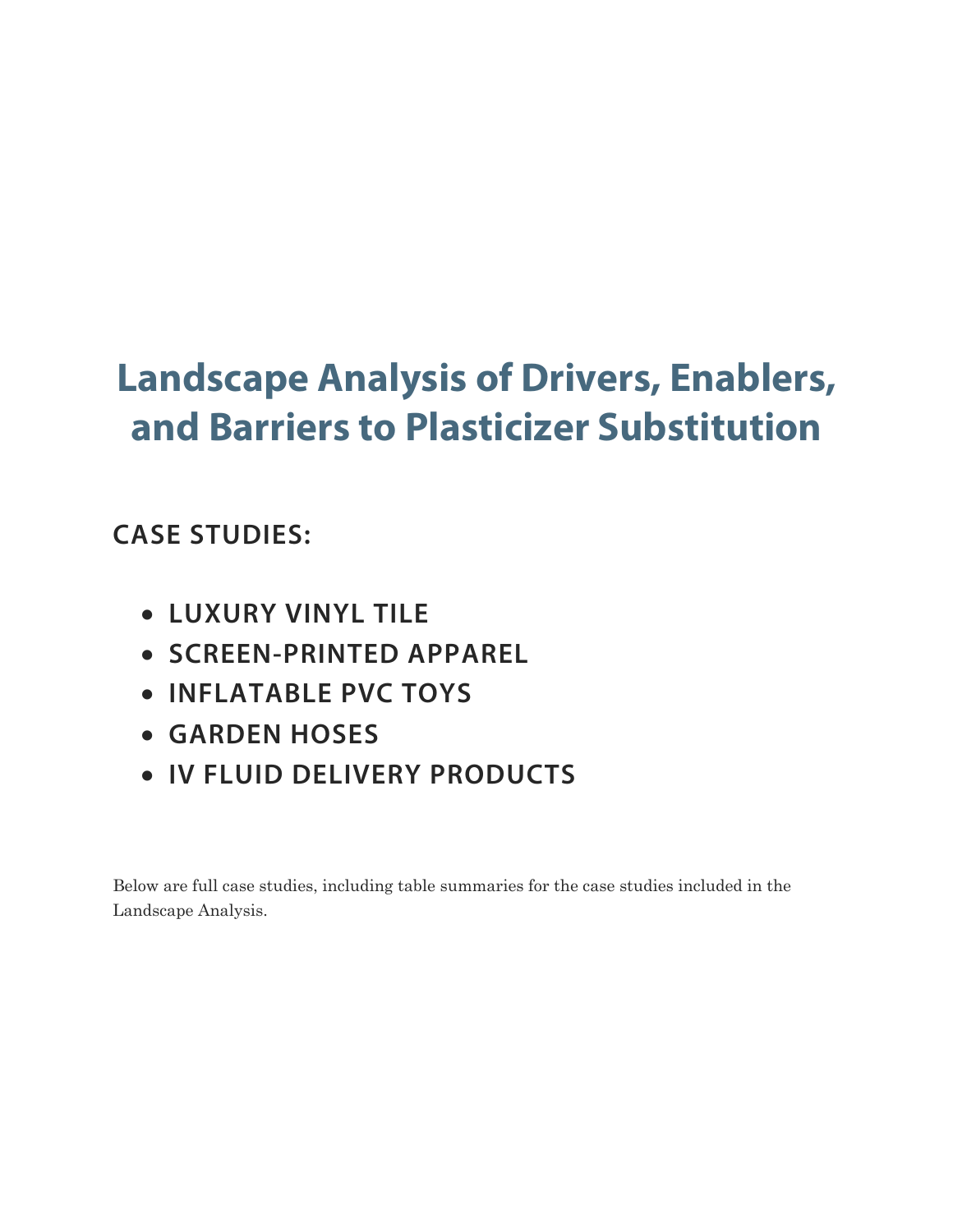# Landscape Analysis of Drivers, Enablers, and Barriers to Plasticizer Substitution

## CASE STUDIES:

- **LUXURY VINYL TILE**
- **SCREEN-PRINTED APPAREL**
- **INFLATABLE PVC TOYS**
- **GARDEN HOSES**
- **IV FLUID DELIVERY PRODUCTS**

Below are full case studies, including table summaries for the case studies included in the Landscape Analysis.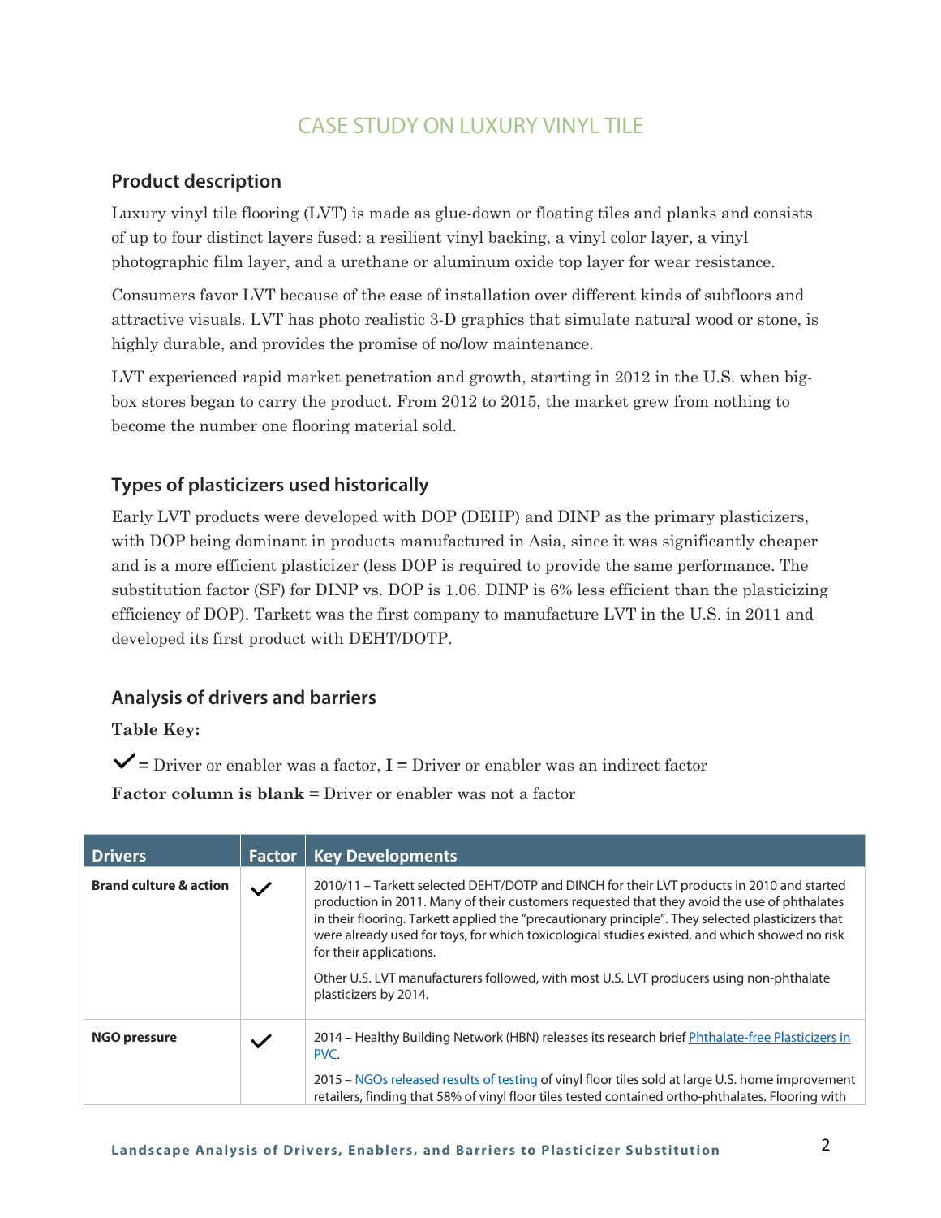# CASE STUDY ON LUXURY VINYL TILE

## Product description

Luxury vinyl tile flooring (LVT) is made as glue-down or floating tiles and planks and consists of up to four distinct layers fused: a resilient vinyl backing, a vinyl color layer, a vinyl photographic film layer, and a urethane or aluminum oxide top layer for wear resistance.

Consumers favor LVT because of the ease of installation over different kinds of subfloors and attractive visuals. LVT has photo realistic 3-D graphics that simulate natural wood or stone, is highly durable, and provides the promise of no/low maintenance.

LVT experienced rapid market penetration and growth, starting in 2012 in the U.S. when big-box stores began to carry the product. From 2012 to 2015, the market grew from nothing to become the number one flooring material sold.

## Types of plasticizers used historically

Early LVT products were developed with DOP (DEHP) and DINP as the primary plasticizers, with DOP being dominant in products manufactured in Asia, since it was significantly cheaper and is a more efficient plasticizer (less DOP is required to provide the same performance. The substitution factor (SF) for DINP vs. DOP is 1.06. DINP is 6% less efficient than the plasticizing efficiency of DOP). Tarkett was the first company to manufacture LVT in the U.S. in 2011 and developed its first product with DEHT/DOTP.

## Analysis of drivers and barriers

**Table Key:**

✓ = Driver or enabler was a factor, **I =** Driver or enabler was an indirect factor

**Factor column is blank** = Driver or enabler was not a factor

| Drivers | Factor | Key Developments |
|---|---|---|
| **Brand culture & action** | ✓ | 2010/11 – Tarkett selected DEHT/DOTP and DINCH for their LVT products in 2010 and started production in 2011. Many of their customers requested that they avoid the use of phthalates in their flooring. Tarkett applied the "precautionary principle". They selected plasticizers that were already used for toys, for which toxicological studies existed, and which showed no risk for their applications.<br><br>Other U.S. LVT manufacturers followed, with most U.S. LVT producers using non-phthalate plasticizers by 2014. |
| **NGO pressure** | ✓ | 2014 – Healthy Building Network (HBN) releases its research brief Phthalate-free Plasticizers in PVC.<br><br>2015 – NGOs released results of testing of vinyl floor tiles sold at large U.S. home improvement retailers, finding that 58% of vinyl floor tiles tested contained ortho-phthalates. Flooring with |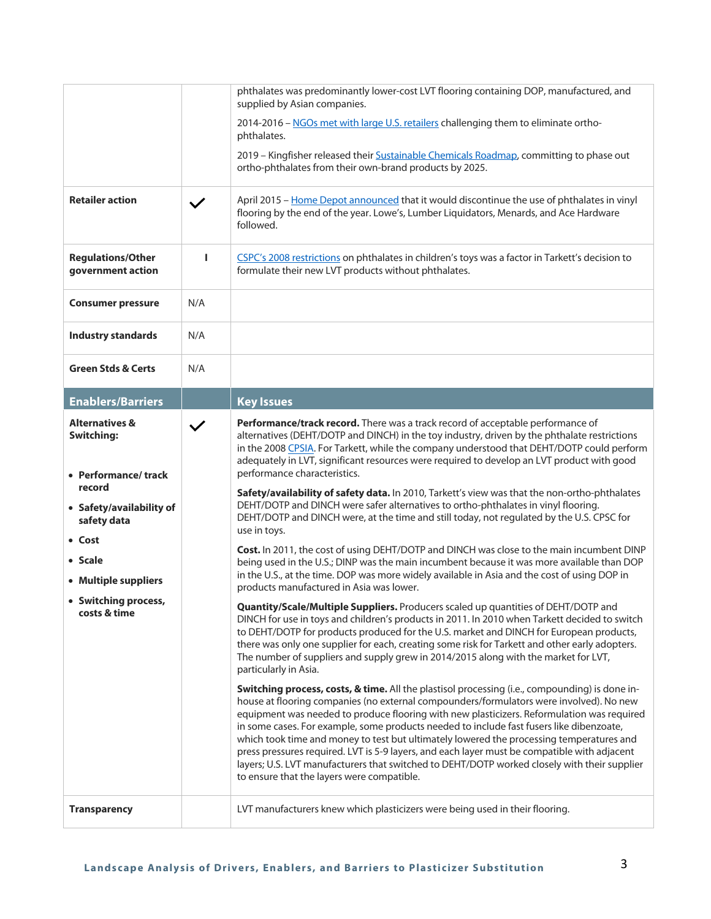| | | |
|---|---|---|
| | | phthalates was predominantly lower-cost LVT flooring containing DOP, manufactured, and supplied by Asian companies.<br><br>2014-2016 – NGOs met with large U.S. retailers challenging them to eliminate ortho-phthalates.<br><br>2019 – Kingfisher released their Sustainable Chemicals Roadmap, committing to phase out ortho-phthalates from their own-brand products by 2025. |
| **Retailer action** | ✓ | April 2015 – Home Depot announced that it would discontinue the use of phthalates in vinyl flooring by the end of the year. Lowe's, Lumber Liquidators, Menards, and Ace Hardware followed. |
| **Regulations/Other government action** | I | CSPC's 2008 restrictions on phthalates in children's toys was a factor in Tarkett's decision to formulate their new LVT products without phthalates. |
| **Consumer pressure** | N/A | |
| **Industry standards** | N/A | |
| **Green Stds & Certs** | N/A | |
| **Enablers/Barriers** | | **Key Issues** |
| **Alternatives & Switching:**<br><br>• **Performance/ track record**<br>• **Safety/availability of safety data**<br>• **Cost**<br>• **Scale**<br>• **Multiple suppliers**<br>• **Switching process, costs & time** | ✓ | **Performance/track record.** There was a track record of acceptable performance of alternatives (DEHT/DOTP and DINCH) in the toy industry, driven by the phthalate restrictions in the 2008 CPSIA. For Tarkett, while the company understood that DEHT/DOTP could perform adequately in LVT, significant resources were required to develop an LVT product with good performance characteristics.<br><br>**Safety/availability of safety data.** In 2010, Tarkett's view was that the non-ortho-phthalates DEHT/DOTP and DINCH were safer alternatives to ortho-phthalates in vinyl flooring. DEHT/DOTP and DINCH were, at the time and still today, not regulated by the U.S. CPSC for use in toys.<br><br>**Cost.** In 2011, the cost of using DEHT/DOTP and DINCH was close to the main incumbent DINP being used in the U.S.; DINP was the main incumbent because it was more available than DOP in the U.S., at the time. DOP was more widely available in Asia and the cost of using DOP in products manufactured in Asia was lower.<br><br>**Quantity/Scale/Multiple Suppliers.** Producers scaled up quantities of DEHT/DOTP and DINCH for use in toys and children's products in 2011. In 2010 when Tarkett decided to switch to DEHT/DOTP for products produced for the U.S. market and DINCH for European products, there was only one supplier for each, creating some risk for Tarkett and other early adopters. The number of suppliers and supply grew in 2014/2015 along with the market for LVT, particularly in Asia.<br><br>**Switching process, costs, & time.** All the plastisol processing (i.e., compounding) is done in-house at flooring companies (no external compounders/formulators were involved). No new equipment was needed to produce flooring with new plasticizers. Reformulation was required in some cases. For example, some products needed to include fast fusers like dibenzoate, which took time and money to test but ultimately lowered the processing temperatures and press pressures required. LVT is 5-9 layers, and each layer must be compatible with adjacent layers; U.S. LVT manufacturers that switched to DEHT/DOTP worked closely with their supplier to ensure that the layers were compatible. |
| **Transparency** | | LVT manufacturers knew which plasticizers were being used in their flooring. |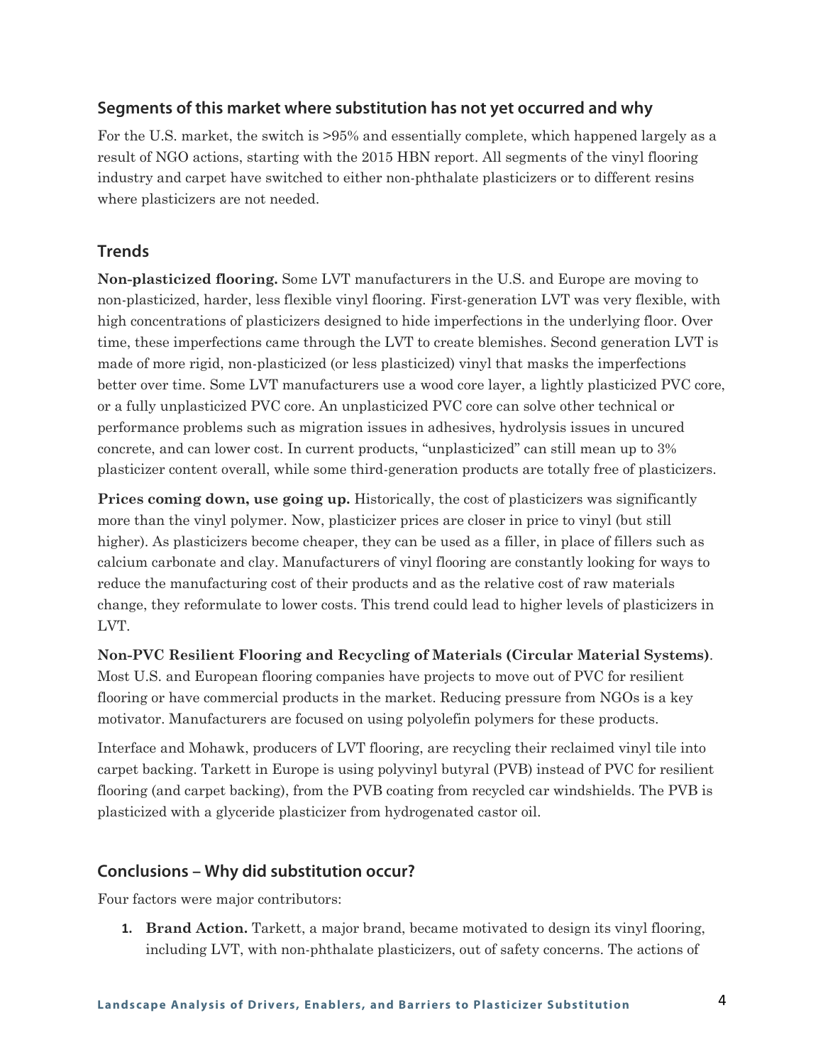## Segments of this market where substitution has not yet occurred and why

For the U.S. market, the switch is >95% and essentially complete, which happened largely as a result of NGO actions, starting with the 2015 HBN report. All segments of the vinyl flooring industry and carpet have switched to either non-phthalate plasticizers or to different resins where plasticizers are not needed.

## Trends

**Non-plasticized flooring.** Some LVT manufacturers in the U.S. and Europe are moving to non-plasticized, harder, less flexible vinyl flooring. First-generation LVT was very flexible, with high concentrations of plasticizers designed to hide imperfections in the underlying floor. Over time, these imperfections came through the LVT to create blemishes. Second generation LVT is made of more rigid, non-plasticized (or less plasticized) vinyl that masks the imperfections better over time. Some LVT manufacturers use a wood core layer, a lightly plasticized PVC core, or a fully unplasticized PVC core. An unplasticized PVC core can solve other technical or performance problems such as migration issues in adhesives, hydrolysis issues in uncured concrete, and can lower cost. In current products, "unplasticized" can still mean up to 3% plasticizer content overall, while some third-generation products are totally free of plasticizers.

**Prices coming down, use going up.** Historically, the cost of plasticizers was significantly more than the vinyl polymer. Now, plasticizer prices are closer in price to vinyl (but still higher). As plasticizers become cheaper, they can be used as a filler, in place of fillers such as calcium carbonate and clay. Manufacturers of vinyl flooring are constantly looking for ways to reduce the manufacturing cost of their products and as the relative cost of raw materials change, they reformulate to lower costs. This trend could lead to higher levels of plasticizers in LVT.

**Non-PVC Resilient Flooring and Recycling of Materials (Circular Material Systems)**. Most U.S. and European flooring companies have projects to move out of PVC for resilient flooring or have commercial products in the market. Reducing pressure from NGOs is a key motivator. Manufacturers are focused on using polyolefin polymers for these products.

Interface and Mohawk, producers of LVT flooring, are recycling their reclaimed vinyl tile into carpet backing. Tarkett in Europe is using polyvinyl butyral (PVB) instead of PVC for resilient flooring (and carpet backing), from the PVB coating from recycled car windshields. The PVB is plasticized with a glyceride plasticizer from hydrogenated castor oil.

## Conclusions – Why did substitution occur?

Four factors were major contributors:

1. **Brand Action.** Tarkett, a major brand, became motivated to design its vinyl flooring, including LVT, with non-phthalate plasticizers, out of safety concerns. The actions of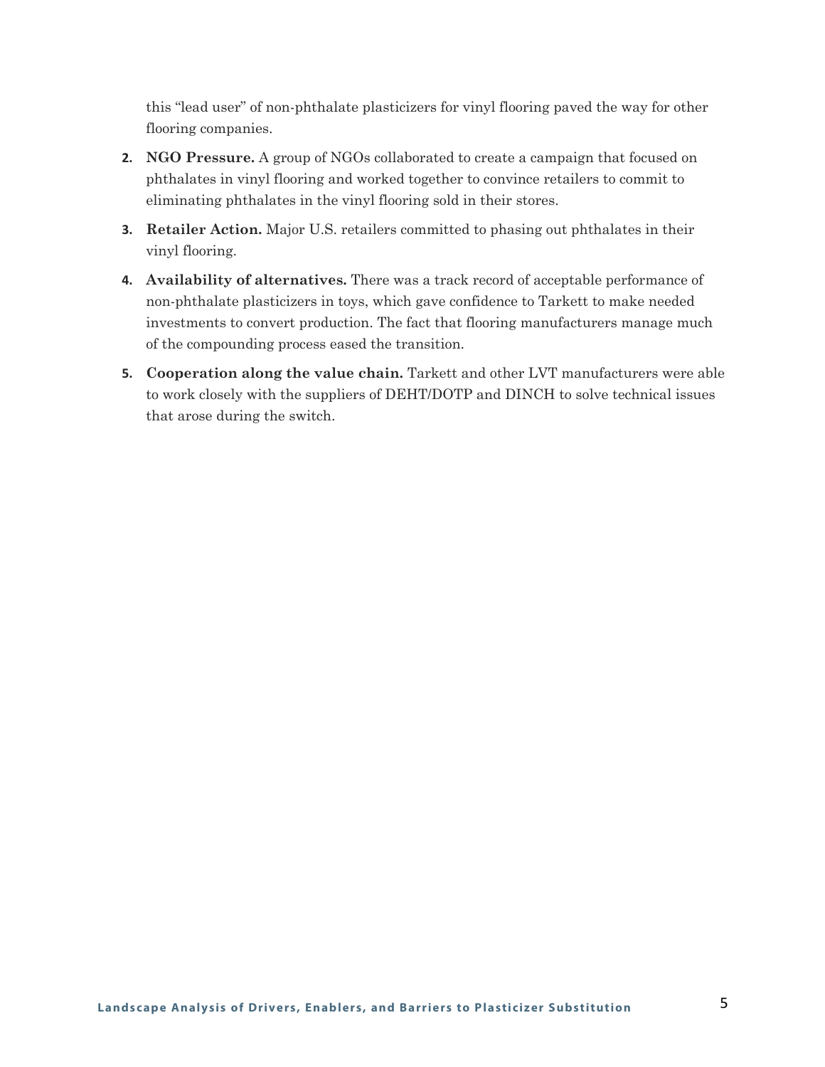this "lead user" of non-phthalate plasticizers for vinyl flooring paved the way for other flooring companies.

2. **NGO Pressure.** A group of NGOs collaborated to create a campaign that focused on phthalates in vinyl flooring and worked together to convince retailers to commit to eliminating phthalates in the vinyl flooring sold in their stores.
3. **Retailer Action.** Major U.S. retailers committed to phasing out phthalates in their vinyl flooring.
4. **Availability of alternatives.** There was a track record of acceptable performance of non-phthalate plasticizers in toys, which gave confidence to Tarkett to make needed investments to convert production. The fact that flooring manufacturers manage much of the compounding process eased the transition.
5. **Cooperation along the value chain.** Tarkett and other LVT manufacturers were able to work closely with the suppliers of DEHT/DOTP and DINCH to solve technical issues that arose during the switch.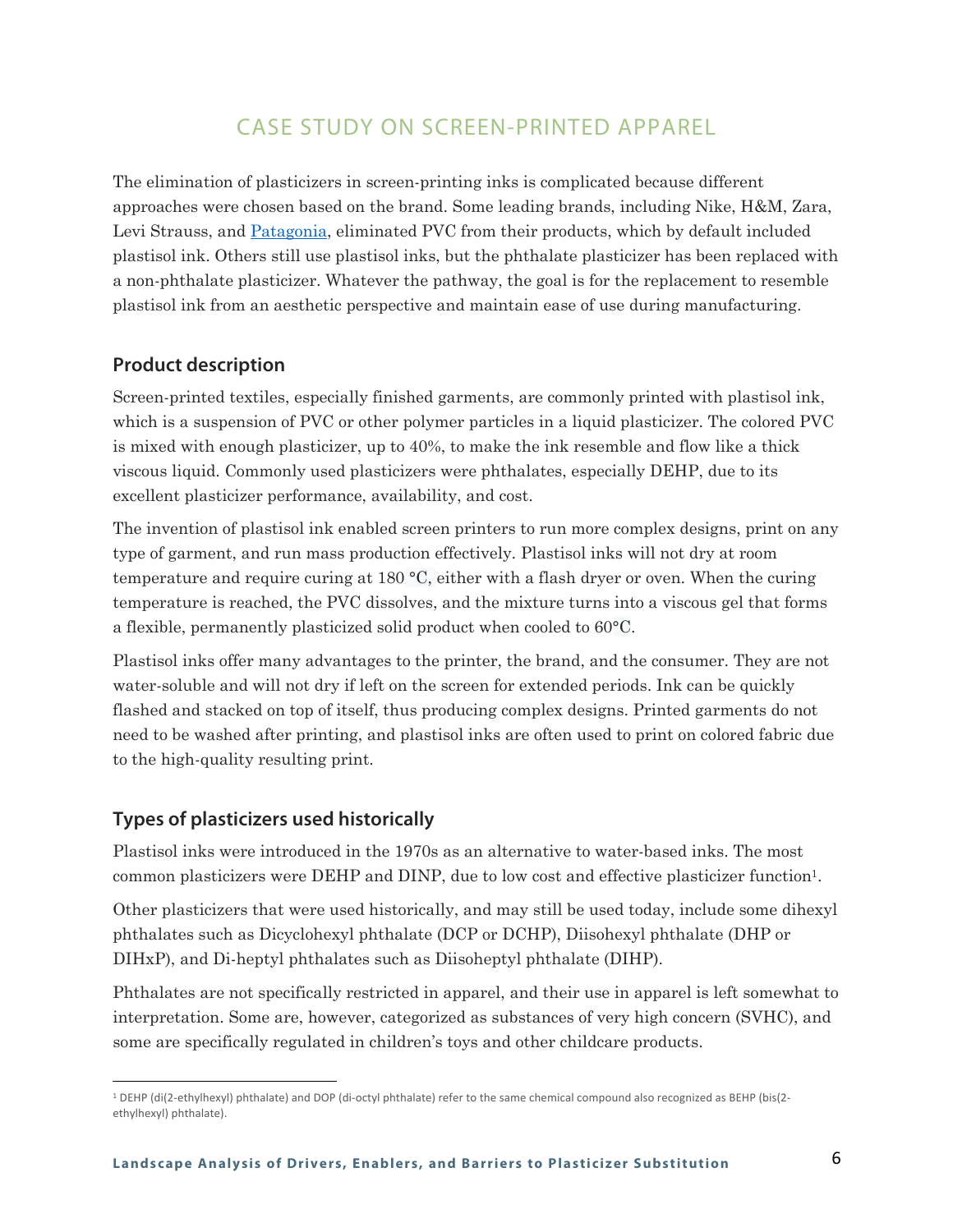# CASE STUDY ON SCREEN-PRINTED APPAREL

The elimination of plasticizers in screen-printing inks is complicated because different approaches were chosen based on the brand. Some leading brands, including Nike, H&M, Zara, Levi Strauss, and Patagonia, eliminated PVC from their products, which by default included plastisol ink. Others still use plastisol inks, but the phthalate plasticizer has been replaced with a non-phthalate plasticizer. Whatever the pathway, the goal is for the replacement to resemble plastisol ink from an aesthetic perspective and maintain ease of use during manufacturing.

## Product description

Screen-printed textiles, especially finished garments, are commonly printed with plastisol ink, which is a suspension of PVC or other polymer particles in a liquid plasticizer. The colored PVC is mixed with enough plasticizer, up to 40%, to make the ink resemble and flow like a thick viscous liquid. Commonly used plasticizers were phthalates, especially DEHP, due to its excellent plasticizer performance, availability, and cost.

The invention of plastisol ink enabled screen printers to run more complex designs, print on any type of garment, and run mass production effectively. Plastisol inks will not dry at room temperature and require curing at 180 °C, either with a flash dryer or oven. When the curing temperature is reached, the PVC dissolves, and the mixture turns into a viscous gel that forms a flexible, permanently plasticized solid product when cooled to 60°C.

Plastisol inks offer many advantages to the printer, the brand, and the consumer. They are not water-soluble and will not dry if left on the screen for extended periods. Ink can be quickly flashed and stacked on top of itself, thus producing complex designs. Printed garments do not need to be washed after printing, and plastisol inks are often used to print on colored fabric due to the high-quality resulting print.

## Types of plasticizers used historically

Plastisol inks were introduced in the 1970s as an alternative to water-based inks. The most common plasticizers were DEHP and DINP, due to low cost and effective plasticizer function[1].

Other plasticizers that were used historically, and may still be used today, include some dihexyl phthalates such as Dicyclohexyl phthalate (DCP or DCHP), Diisohexyl phthalate (DHP or DIHxP), and Di-heptyl phthalates such as Diisoheptyl phthalate (DIHP).

Phthalates are not specifically restricted in apparel, and their use in apparel is left somewhat to interpretation. Some are, however, categorized as substances of very high concern (SVHC), and some are specifically regulated in children's toys and other childcare products.

[1] DEHP (di(2-ethylhexyl) phthalate) and DOP (di-octyl phthalate) refer to the same chemical compound also recognized as BEHP (bis(2-ethylhexyl) phthalate).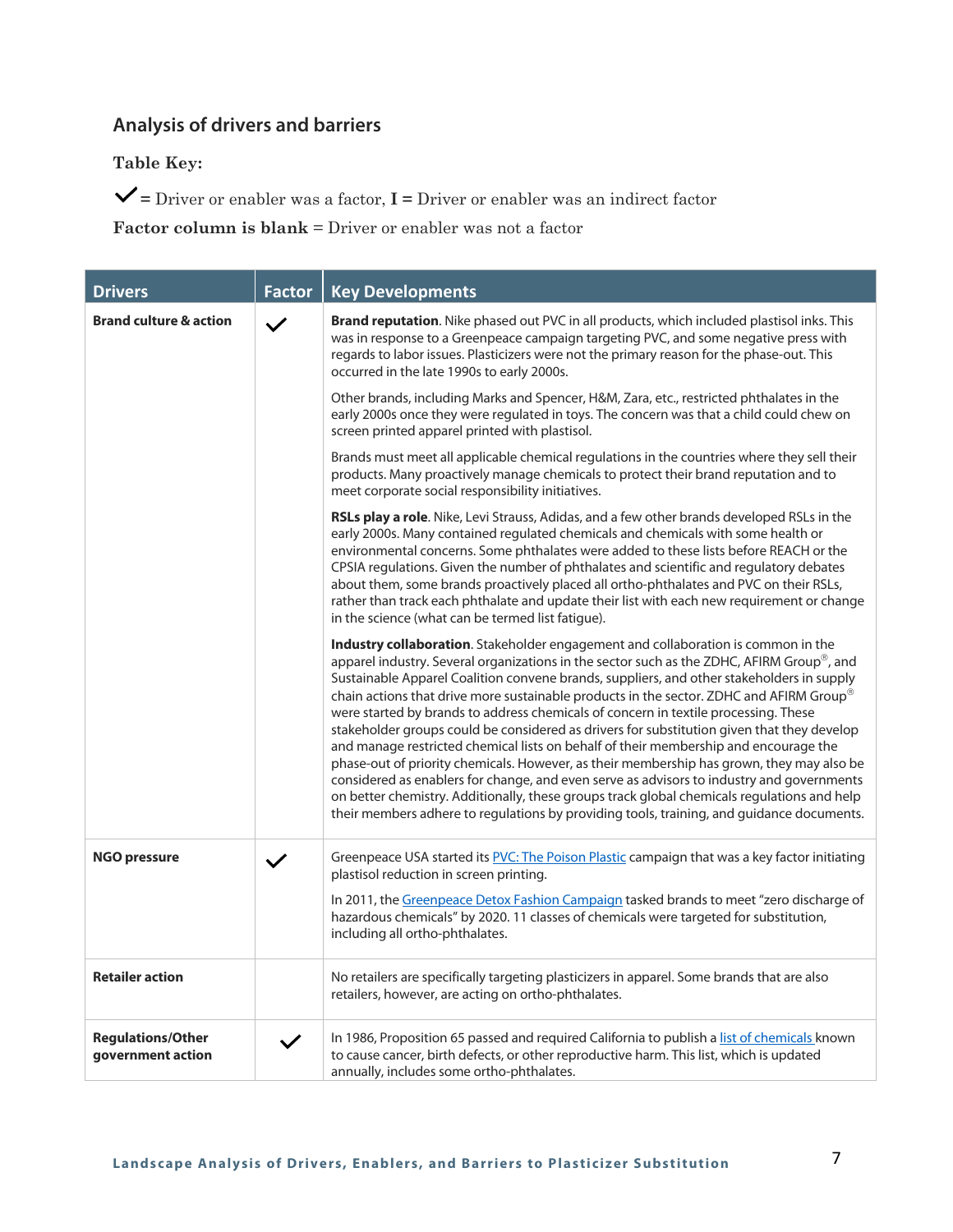## Analysis of drivers and barriers

**Table Key:**

✓ = Driver or enabler was a factor, **I** = Driver or enabler was an indirect factor

**Factor column is blank** = Driver or enabler was not a factor

| Drivers | Factor | Key Developments |
|---|---|---|
| **Brand culture & action** | ✓ | **Brand reputation**. Nike phased out PVC in all products, which included plastisol inks. This was in response to a Greenpeace campaign targeting PVC, and some negative press with regards to labor issues. Plasticizers were not the primary reason for the phase-out. This occurred in the late 1990s to early 2000s.<br><br>Other brands, including Marks and Spencer, H&M, Zara, etc., restricted phthalates in the early 2000s once they were regulated in toys. The concern was that a child could chew on screen printed apparel printed with plastisol.<br><br>Brands must meet all applicable chemical regulations in the countries where they sell their products. Many proactively manage chemicals to protect their brand reputation and to meet corporate social responsibility initiatives.<br><br>**RSLs play a role**. Nike, Levi Strauss, Adidas, and a few other brands developed RSLs in the early 2000s. Many contained regulated chemicals and chemicals with some health or environmental concerns. Some phthalates were added to these lists before REACH or the CPSIA regulations. Given the number of phthalates and scientific and regulatory debates about them, some brands proactively placed all ortho-phthalates and PVC on their RSLs, rather than track each phthalate and update their list with each new requirement or change in the science (what can be termed list fatigue).<br><br>**Industry collaboration**. Stakeholder engagement and collaboration is common in the apparel industry. Several organizations in the sector such as the ZDHC, AFIRM Group®, and Sustainable Apparel Coalition convene brands, suppliers, and other stakeholders in supply chain actions that drive more sustainable products in the sector. ZDHC and AFIRM Group® were started by brands to address chemicals of concern in textile processing. These stakeholder groups could be considered as drivers for substitution given that they develop and manage restricted chemical lists on behalf of their membership and encourage the phase-out of priority chemicals. However, as their membership has grown, they may also be considered as enablers for change, and even serve as advisors to industry and governments on better chemistry. Additionally, these groups track global chemicals regulations and help their members adhere to regulations by providing tools, training, and guidance documents. |
| **NGO pressure** | ✓ | Greenpeace USA started its PVC: The Poison Plastic campaign that was a key factor initiating plastisol reduction in screen printing.<br><br>In 2011, the Greenpeace Detox Fashion Campaign tasked brands to meet "zero discharge of hazardous chemicals" by 2020. 11 classes of chemicals were targeted for substitution, including all ortho-phthalates. |
| **Retailer action** | | No retailers are specifically targeting plasticizers in apparel. Some brands that are also retailers, however, are acting on ortho-phthalates. |
| **Regulations/Other government action** | ✓ | In 1986, Proposition 65 passed and required California to publish a list of chemicals known to cause cancer, birth defects, or other reproductive harm. This list, which is updated annually, includes some ortho-phthalates. |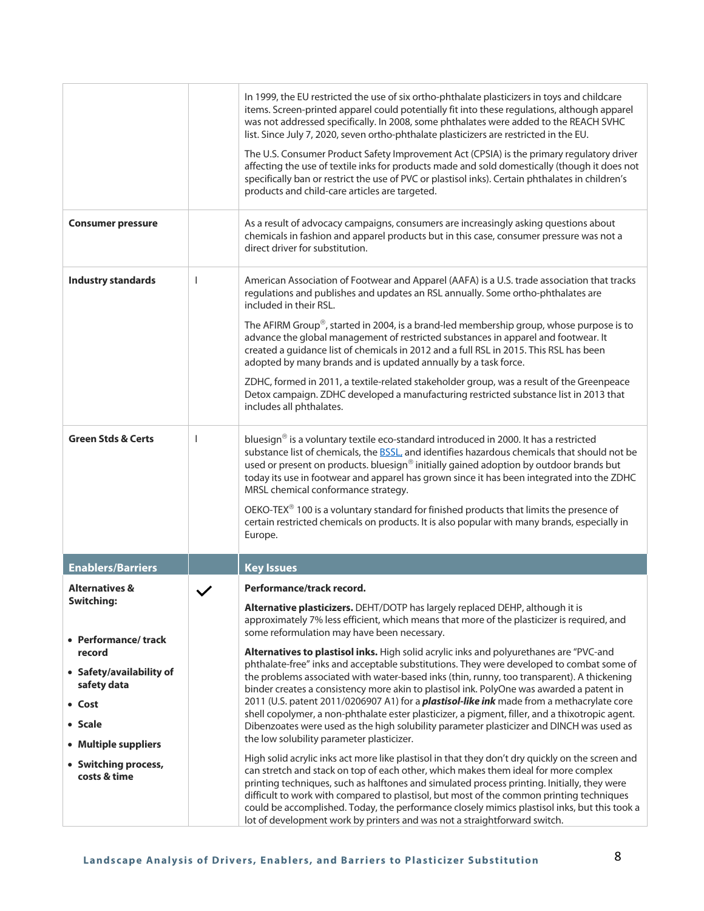| | | |
|---|---|---|
| | | In 1999, the EU restricted the use of six ortho-phthalate plasticizers in toys and childcare items. Screen-printed apparel could potentially fit into these regulations, although apparel was not addressed specifically. In 2008, some phthalates were added to the REACH SVHC list. Since July 7, 2020, seven ortho-phthalate plasticizers are restricted in the EU.<br><br>The U.S. Consumer Product Safety Improvement Act (CPSIA) is the primary regulatory driver affecting the use of textile inks for products made and sold domestically (though it does not specifically ban or restrict the use of PVC or plastisol inks). Certain phthalates in children's products and child-care articles are targeted. |
| **Consumer pressure** | | As a result of advocacy campaigns, consumers are increasingly asking questions about chemicals in fashion and apparel products but in this case, consumer pressure was not a direct driver for substitution. |
| **Industry standards** | I | American Association of Footwear and Apparel (AAFA) is a U.S. trade association that tracks regulations and publishes and updates an RSL annually. Some ortho-phthalates are included in their RSL.<br><br>The AFIRM Group®, started in 2004, is a brand-led membership group, whose purpose is to advance the global management of restricted substances in apparel and footwear. It created a guidance list of chemicals in 2012 and a full RSL in 2015. This RSL has been adopted by many brands and is updated annually by a task force.<br><br>ZDHC, formed in 2011, a textile-related stakeholder group, was a result of the Greenpeace Detox campaign. ZDHC developed a manufacturing restricted substance list in 2013 that includes all phthalates. |
| **Green Stds & Certs** | I | bluesign® is a voluntary textile eco-standard introduced in 2000. It has a restricted substance list of chemicals, the BSSL, and identifies hazardous chemicals that should not be used or present on products. bluesign® initially gained adoption by outdoor brands but today its use in footwear and apparel has grown since it has been integrated into the ZDHC MRSL chemical conformance strategy.<br><br>OEKO-TEX® 100 is a voluntary standard for finished products that limits the presence of certain restricted chemicals on products. It is also popular with many brands, especially in Europe. |
| **Enablers/Barriers** | | **Key Issues** |
| **Alternatives & Switching:**<br><br>• **Performance/ track record**<br>• **Safety/availability of safety data**<br>• **Cost**<br>• **Scale**<br>• **Multiple suppliers**<br>• **Switching process, costs & time** | ✓ | **Performance/track record.**<br><br>**Alternative plasticizers.** DEHT/DOTP has largely replaced DEHP, although it is approximately 7% less efficient, which means that more of the plasticizer is required, and some reformulation may have been necessary.<br><br>**Alternatives to plastisol inks.** High solid acrylic inks and polyurethanes are "PVC-and phthalate-free" inks and acceptable substitutions. They were developed to combat some of the problems associated with water-based inks (thin, runny, too transparent). A thickening binder creates a consistency more akin to plastisol ink. PolyOne was awarded a patent in 2011 (U.S. patent 2011/0206907 A1) for a ***plastisol-like ink*** made from a methacrylate core shell copolymer, a non-phthalate ester plasticizer, a pigment, filler, and a thixotropic agent. Dibenzoates were used as the high solubility parameter plasticizer and DINCH was used as the low solubility parameter plasticizer.<br><br>High solid acrylic inks act more like plastisol in that they don't dry quickly on the screen and can stretch and stack on top of each other, which makes them ideal for more complex printing techniques, such as halftones and simulated process printing. Initially, they were difficult to work with compared to plastisol, but most of the common printing techniques could be accomplished. Today, the performance closely mimics plastisol inks, but this took a lot of development work by printers and was not a straightforward switch. |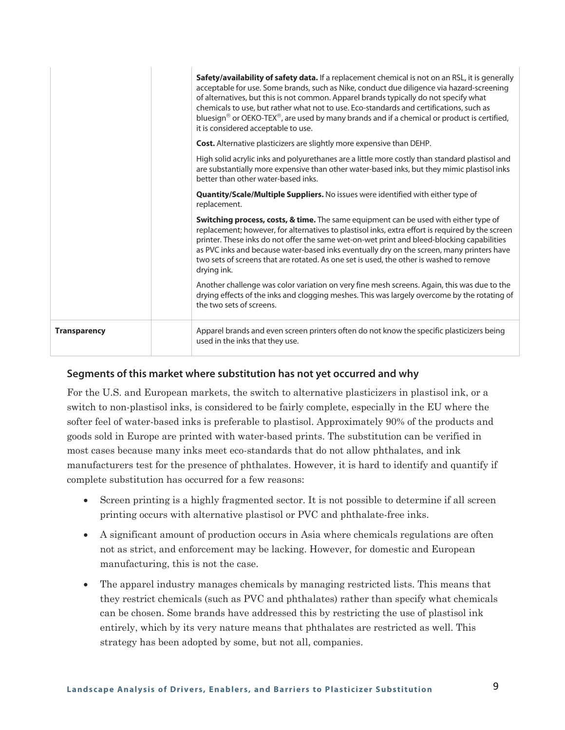| | | |
|---|---|---|
| | | **Safety/availability of safety data.** If a replacement chemical is not on an RSL, it is generally acceptable for use. Some brands, such as Nike, conduct due diligence via hazard-screening of alternatives, but this is not common. Apparel brands typically do not specify what chemicals to use, but rather what not to use. Eco-standards and certifications, such as bluesign® or OEKO-TEX®, are used by many brands and if a chemical or product is certified, it is considered acceptable to use.<br><br>**Cost.** Alternative plasticizers are slightly more expensive than DEHP.<br><br>High solid acrylic inks and polyurethanes are a little more costly than standard plastisol and are substantially more expensive than other water-based inks, but they mimic plastisol inks better than other water-based inks.<br><br>**Quantity/Scale/Multiple Suppliers.** No issues were identified with either type of replacement.<br><br>**Switching process, costs, & time.** The same equipment can be used with either type of replacement; however, for alternatives to plastisol inks, extra effort is required by the screen printer. These inks do not offer the same wet-on-wet print and bleed-blocking capabilities as PVC inks and because water-based inks eventually dry on the screen, many printers have two sets of screens that are rotated. As one set is used, the other is washed to remove drying ink.<br><br>Another challenge was color variation on very fine mesh screens. Again, this was due to the drying effects of the inks and clogging meshes. This was largely overcome by the rotating of the two sets of screens. |
| **Transparency** | | Apparel brands and even screen printers often do not know the specific plasticizers being used in the inks that they use. |

## Segments of this market where substitution has not yet occurred and why

For the U.S. and European markets, the switch to alternative plasticizers in plastisol ink, or a switch to non-plastisol inks, is considered to be fairly complete, especially in the EU where the softer feel of water-based inks is preferable to plastisol. Approximately 90% of the products and goods sold in Europe are printed with water-based prints. The substitution can be verified in most cases because many inks meet eco-standards that do not allow phthalates, and ink manufacturers test for the presence of phthalates. However, it is hard to identify and quantify if complete substitution has occurred for a few reasons:

- Screen printing is a highly fragmented sector. It is not possible to determine if all screen printing occurs with alternative plastisol or PVC and phthalate-free inks.
- A significant amount of production occurs in Asia where chemicals regulations are often not as strict, and enforcement may be lacking. However, for domestic and European manufacturing, this is not the case.
- The apparel industry manages chemicals by managing restricted lists. This means that they restrict chemicals (such as PVC and phthalates) rather than specify what chemicals can be chosen. Some brands have addressed this by restricting the use of plastisol ink entirely, which by its very nature means that phthalates are restricted as well. This strategy has been adopted by some, but not all, companies.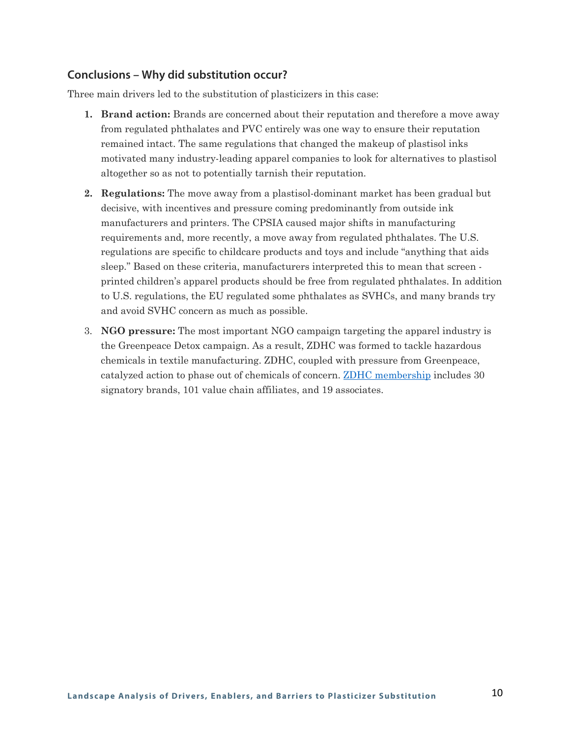## Conclusions – Why did substitution occur?

Three main drivers led to the substitution of plasticizers in this case:

1. **Brand action:** Brands are concerned about their reputation and therefore a move away from regulated phthalates and PVC entirely was one way to ensure their reputation remained intact. The same regulations that changed the makeup of plastisol inks motivated many industry-leading apparel companies to look for alternatives to plastisol altogether so as not to potentially tarnish their reputation.
2. **Regulations:** The move away from a plastisol-dominant market has been gradual but decisive, with incentives and pressure coming predominantly from outside ink manufacturers and printers. The CPSIA caused major shifts in manufacturing requirements and, more recently, a move away from regulated phthalates. The U.S. regulations are specific to childcare products and toys and include "anything that aids sleep." Based on these criteria, manufacturers interpreted this to mean that screen - printed children's apparel products should be free from regulated phthalates. In addition to U.S. regulations, the EU regulated some phthalates as SVHCs, and many brands try and avoid SVHC concern as much as possible.
3. **NGO pressure:** The most important NGO campaign targeting the apparel industry is the Greenpeace Detox campaign. As a result, ZDHC was formed to tackle hazardous chemicals in textile manufacturing. ZDHC, coupled with pressure from Greenpeace, catalyzed action to phase out of chemicals of concern. ZDHC membership includes 30 signatory brands, 101 value chain affiliates, and 19 associates.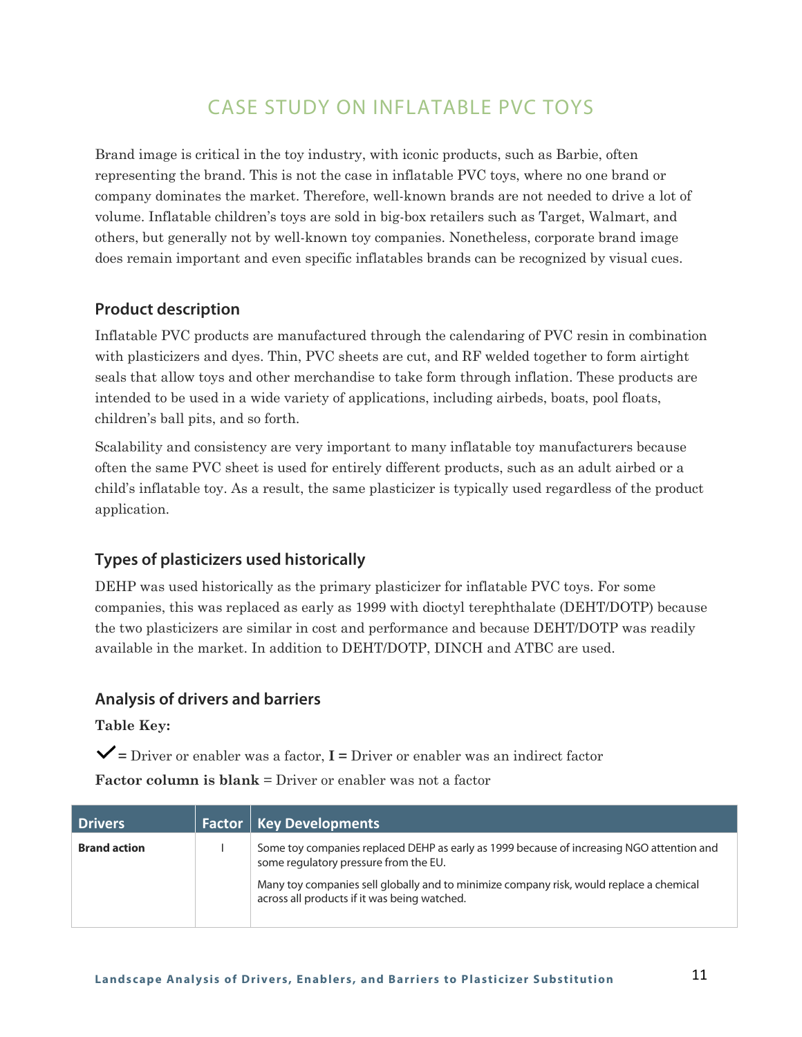# CASE STUDY ON INFLATABLE PVC TOYS

Brand image is critical in the toy industry, with iconic products, such as Barbie, often representing the brand. This is not the case in inflatable PVC toys, where no one brand or company dominates the market. Therefore, well-known brands are not needed to drive a lot of volume. Inflatable children's toys are sold in big-box retailers such as Target, Walmart, and others, but generally not by well-known toy companies. Nonetheless, corporate brand image does remain important and even specific inflatables brands can be recognized by visual cues.

## Product description

Inflatable PVC products are manufactured through the calendaring of PVC resin in combination with plasticizers and dyes. Thin, PVC sheets are cut, and RF welded together to form airtight seals that allow toys and other merchandise to take form through inflation. These products are intended to be used in a wide variety of applications, including airbeds, boats, pool floats, children's ball pits, and so forth.

Scalability and consistency are very important to many inflatable toy manufacturers because often the same PVC sheet is used for entirely different products, such as an adult airbed or a child's inflatable toy. As a result, the same plasticizer is typically used regardless of the product application.

## Types of plasticizers used historically

DEHP was used historically as the primary plasticizer for inflatable PVC toys. For some companies, this was replaced as early as 1999 with dioctyl terephthalate (DEHT/DOTP) because the two plasticizers are similar in cost and performance and because DEHT/DOTP was readily available in the market. In addition to DEHT/DOTP, DINCH and ATBC are used.

## Analysis of drivers and barriers

**Table Key:**

✓ = Driver or enabler was a factor, **I =** Driver or enabler was an indirect factor

**Factor column is blank** = Driver or enabler was not a factor

| Drivers | Factor | Key Developments |
|---|---|---|
| **Brand action** | I | Some toy companies replaced DEHP as early as 1999 because of increasing NGO attention and some regulatory pressure from the EU.<br><br>Many toy companies sell globally and to minimize company risk, would replace a chemical across all products if it was being watched. |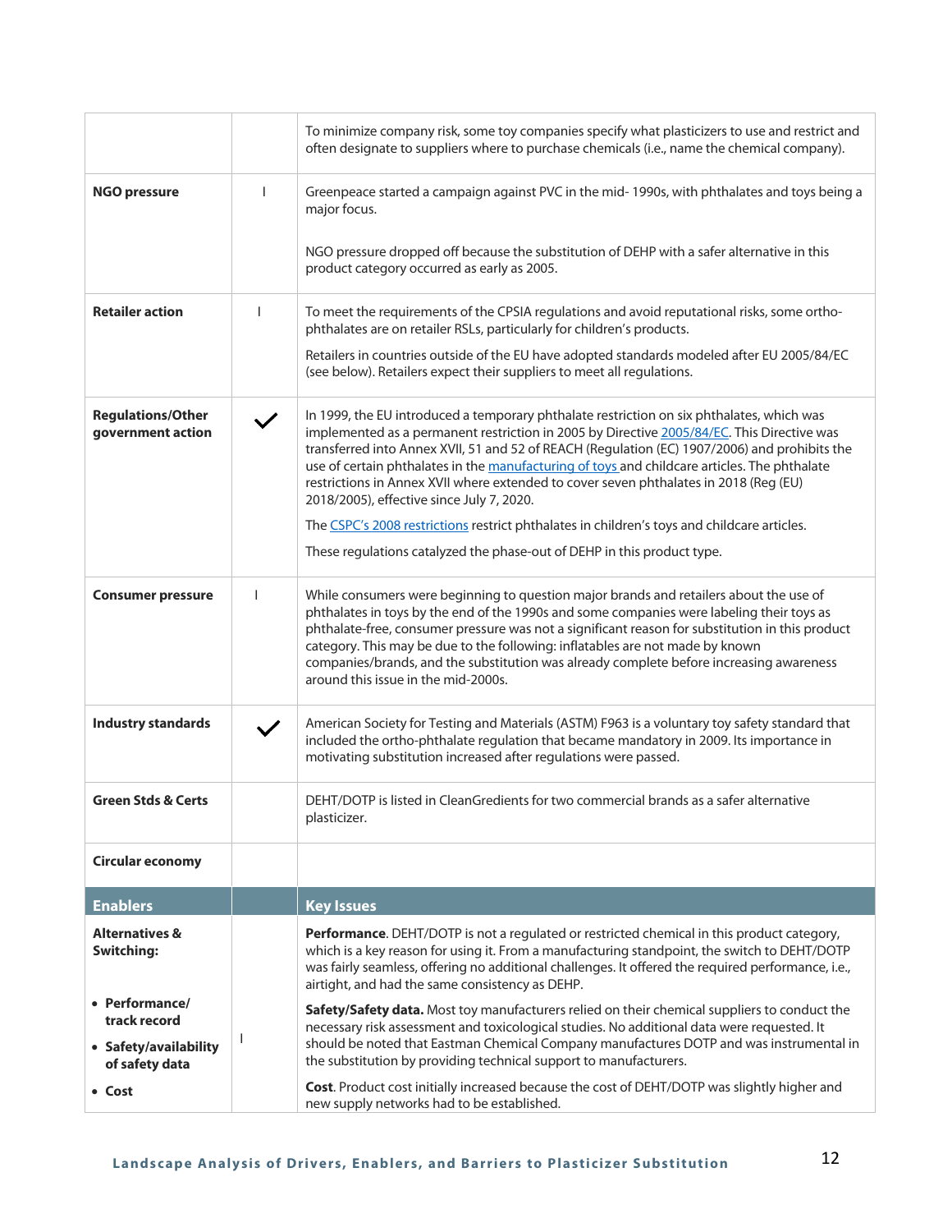| | | |
|---|---|---|
| | | To minimize company risk, some toy companies specify what plasticizers to use and restrict and often designate to suppliers where to purchase chemicals (i.e., name the chemical company). |
| **NGO pressure** | I | Greenpeace started a campaign against PVC in the mid- 1990s, with phthalates and toys being a major focus.<br><br>NGO pressure dropped off because the substitution of DEHP with a safer alternative in this product category occurred as early as 2005. |
| **Retailer action** | I | To meet the requirements of the CPSIA regulations and avoid reputational risks, some ortho-phthalates are on retailer RSLs, particularly for children's products.<br><br>Retailers in countries outside of the EU have adopted standards modeled after EU 2005/84/EC (see below). Retailers expect their suppliers to meet all regulations. |
| **Regulations/Other government action** | ✓ | In 1999, the EU introduced a temporary phthalate restriction on six phthalates, which was implemented as a permanent restriction in 2005 by Directive 2005/84/EC. This Directive was transferred into Annex XVII, 51 and 52 of REACH (Regulation (EC) 1907/2006) and prohibits the use of certain phthalates in the manufacturing of toys and childcare articles. The phthalate restrictions in Annex XVII where extended to cover seven phthalates in 2018 (Reg (EU) 2018/2005), effective since July 7, 2020.<br><br>The CSPC's 2008 restrictions restrict phthalates in children's toys and childcare articles.<br><br>These regulations catalyzed the phase-out of DEHP in this product type. |
| **Consumer pressure** | I | While consumers were beginning to question major brands and retailers about the use of phthalates in toys by the end of the 1990s and some companies were labeling their toys as phthalate-free, consumer pressure was not a significant reason for substitution in this product category. This may be due to the following: inflatables are not made by known companies/brands, and the substitution was already complete before increasing awareness around this issue in the mid-2000s. |
| **Industry standards** | ✓ | American Society for Testing and Materials (ASTM) F963 is a voluntary toy safety standard that included the ortho-phthalate regulation that became mandatory in 2009. Its importance in motivating substitution increased after regulations were passed. |
| **Green Stds & Certs** | | DEHT/DOTP is listed in CleanGredients for two commercial brands as a safer alternative plasticizer. |
| **Circular economy** | | |
| **Enablers** | | **Key Issues** |
| **Alternatives & Switching:**<br><br>• **Performance/ track record**<br>• **Safety/availability of safety data**<br>• **Cost** | I | **Performance**. DEHT/DOTP is not a regulated or restricted chemical in this product category, which is a key reason for using it. From a manufacturing standpoint, the switch to DEHT/DOTP was fairly seamless, offering no additional challenges. It offered the required performance, i.e., airtight, and had the same consistency as DEHP.<br><br>**Safety/Safety data.** Most toy manufacturers relied on their chemical suppliers to conduct the necessary risk assessment and toxicological studies. No additional data were requested. It should be noted that Eastman Chemical Company manufactures DOTP and was instrumental in the substitution by providing technical support to manufacturers.<br><br>**Cost**. Product cost initially increased because the cost of DEHT/DOTP was slightly higher and new supply networks had to be established. |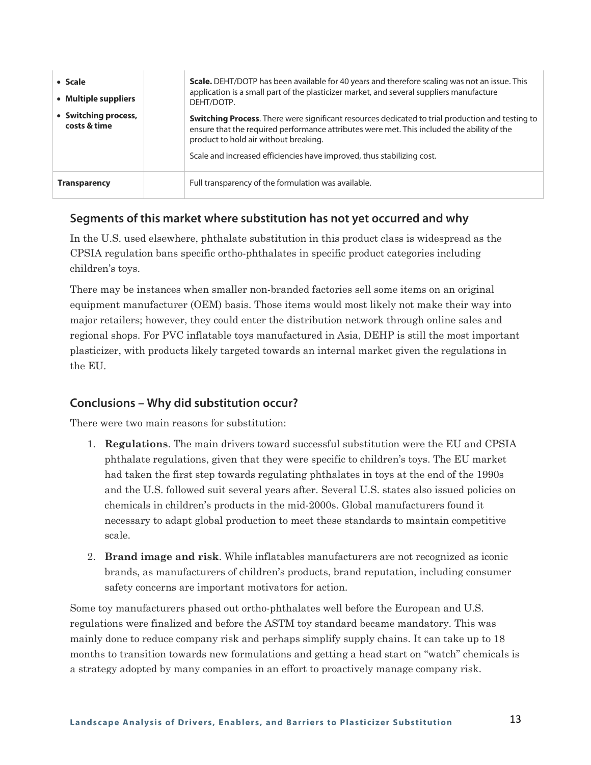| | | |
|---|---|---|
| • **Scale**<br>• **Multiple suppliers**<br>• **Switching process, costs & time** | | **Scale.** DEHT/DOTP has been available for 40 years and therefore scaling was not an issue. This application is a small part of the plasticizer market, and several suppliers manufacture DEHT/DOTP.<br>**Switching Process**. There were significant resources dedicated to trial production and testing to ensure that the required performance attributes were met. This included the ability of the product to hold air without breaking.<br>Scale and increased efficiencies have improved, thus stabilizing cost. |
| **Transparency** | | Full transparency of the formulation was available. |

## Segments of this market where substitution has not yet occurred and why

In the U.S. used elsewhere, phthalate substitution in this product class is widespread as the CPSIA regulation bans specific ortho-phthalates in specific product categories including children's toys.

There may be instances when smaller non-branded factories sell some items on an original equipment manufacturer (OEM) basis. Those items would most likely not make their way into major retailers; however, they could enter the distribution network through online sales and regional shops. For PVC inflatable toys manufactured in Asia, DEHP is still the most important plasticizer, with products likely targeted towards an internal market given the regulations in the EU.

## Conclusions – Why did substitution occur?

There were two main reasons for substitution:

1. **Regulations**. The main drivers toward successful substitution were the EU and CPSIA phthalate regulations, given that they were specific to children's toys. The EU market had taken the first step towards regulating phthalates in toys at the end of the 1990s and the U.S. followed suit several years after. Several U.S. states also issued policies on chemicals in children's products in the mid-2000s. Global manufacturers found it necessary to adapt global production to meet these standards to maintain competitive scale.
2. **Brand image and risk**. While inflatables manufacturers are not recognized as iconic brands, as manufacturers of children's products, brand reputation, including consumer safety concerns are important motivators for action.

Some toy manufacturers phased out ortho-phthalates well before the European and U.S. regulations were finalized and before the ASTM toy standard became mandatory. This was mainly done to reduce company risk and perhaps simplify supply chains. It can take up to 18 months to transition towards new formulations and getting a head start on "watch" chemicals is a strategy adopted by many companies in an effort to proactively manage company risk.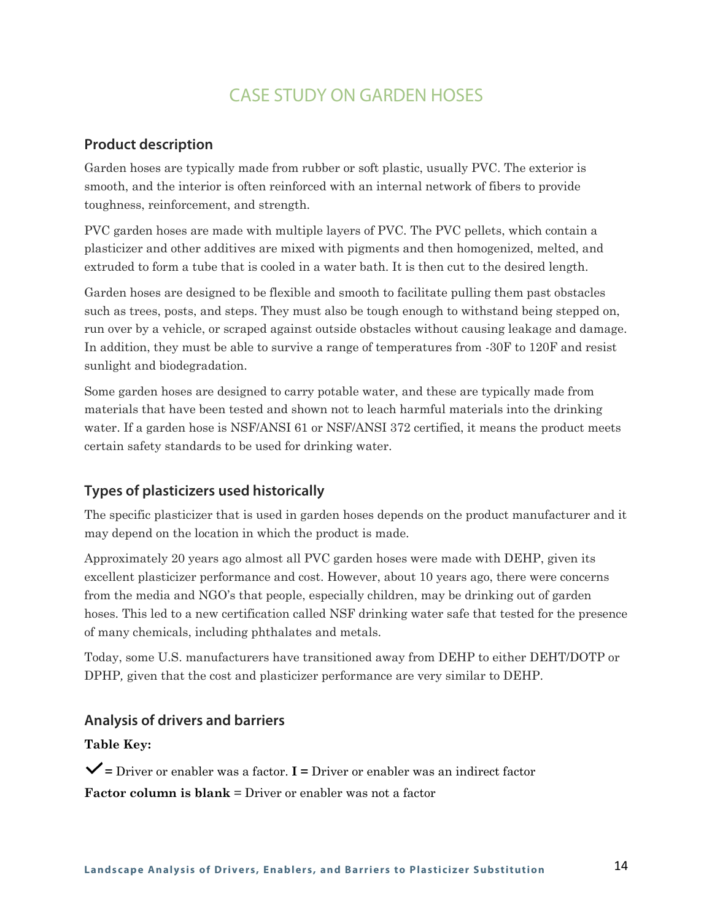# CASE STUDY ON GARDEN HOSES

## Product description

Garden hoses are typically made from rubber or soft plastic, usually PVC. The exterior is smooth, and the interior is often reinforced with an internal network of fibers to provide toughness, reinforcement, and strength.

PVC garden hoses are made with multiple layers of PVC. The PVC pellets, which contain a plasticizer and other additives are mixed with pigments and then homogenized, melted, and extruded to form a tube that is cooled in a water bath. It is then cut to the desired length.

Garden hoses are designed to be flexible and smooth to facilitate pulling them past obstacles such as trees, posts, and steps. They must also be tough enough to withstand being stepped on, run over by a vehicle, or scraped against outside obstacles without causing leakage and damage. In addition, they must be able to survive a range of temperatures from -30F to 120F and resist sunlight and biodegradation.

Some garden hoses are designed to carry potable water, and these are typically made from materials that have been tested and shown not to leach harmful materials into the drinking water. If a garden hose is NSF/ANSI 61 or NSF/ANSI 372 certified, it means the product meets certain safety standards to be used for drinking water.

## Types of plasticizers used historically

The specific plasticizer that is used in garden hoses depends on the product manufacturer and it may depend on the location in which the product is made.

Approximately 20 years ago almost all PVC garden hoses were made with DEHP, given its excellent plasticizer performance and cost. However, about 10 years ago, there were concerns from the media and NGO's that people, especially children, may be drinking out of garden hoses. This led to a new certification called NSF drinking water safe that tested for the presence of many chemicals, including phthalates and metals.

Today, some U.S. manufacturers have transitioned away from DEHP to either DEHT/DOTP or DPHP, given that the cost and plasticizer performance are very similar to DEHP.

## Analysis of drivers and barriers

**Table Key:**

✓ = Driver or enabler was a factor. **I =** Driver or enabler was an indirect factor

**Factor column is blank** = Driver or enabler was not a factor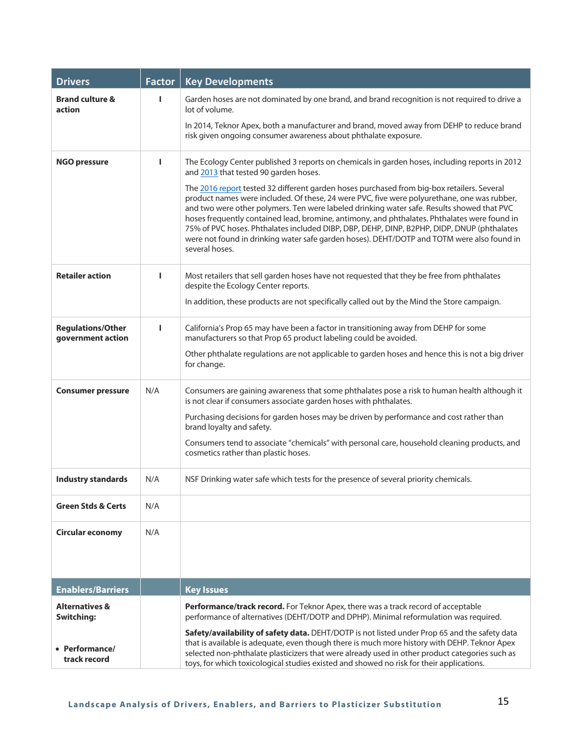| Drivers | Factor | Key Developments |
|---|---|---|
| **Brand culture & action** | I | Garden hoses are not dominated by one brand, and brand recognition is not required to drive a lot of volume.<br><br>In 2014, Teknor Apex, both a manufacturer and brand, moved away from DEHP to reduce brand risk given ongoing consumer awareness about phthalate exposure. |
| **NGO pressure** | I | The Ecology Center published 3 reports on chemicals in garden hoses, including reports in 2012 and 2013 that tested 90 garden hoses.<br><br>The 2016 report tested 32 different garden hoses purchased from big-box retailers. Several product names were included. Of these, 24 were PVC, five were polyurethane, one was rubber, and two were other polymers. Ten were labeled drinking water safe. Results showed that PVC hoses frequently contained lead, bromine, antimony, and phthalates. Phthalates were found in 75% of PVC hoses. Phthalates included DIBP, DBP, DEHP, DINP, B2PHP, DIDP, DNUP (phthalates were not found in drinking water safe garden hoses). DEHT/DOTP and TOTM were also found in several hoses. |
| **Retailer action** | I | Most retailers that sell garden hoses have not requested that they be free from phthalates despite the Ecology Center reports.<br><br>In addition, these products are not specifically called out by the Mind the Store campaign. |
| **Regulations/Other government action** | I | California's Prop 65 may have been a factor in transitioning away from DEHP for some manufacturers so that Prop 65 product labeling could be avoided.<br><br>Other phthalate regulations are not applicable to garden hoses and hence this is not a big driver for change. |
| **Consumer pressure** | N/A | Consumers are gaining awareness that some phthalates pose a risk to human health although it is not clear if consumers associate garden hoses with phthalates.<br><br>Purchasing decisions for garden hoses may be driven by performance and cost rather than brand loyalty and safety.<br><br>Consumers tend to associate "chemicals" with personal care, household cleaning products, and cosmetics rather than plastic hoses. |
| **Industry standards** | N/A | NSF Drinking water safe which tests for the presence of several priority chemicals. |
| **Green Stds & Certs** | N/A | |
| **Circular economy** | N/A | |
| **Enablers/Barriers** | | **Key Issues** |
| **Alternatives & Switching:**<br><br>• **Performance/ track record** | | **Performance/track record.** For Teknor Apex, there was a track record of acceptable performance of alternatives (DEHT/DOTP and DPHP). Minimal reformulation was required.<br><br>**Safety/availability of safety data.** DEHT/DOTP is not listed under Prop 65 and the safety data that is available is adequate, even though there is much more history with DEHP. Teknor Apex selected non-phthalate plasticizers that were already used in other product categories such as toys, for which toxicological studies existed and showed no risk for their applications. |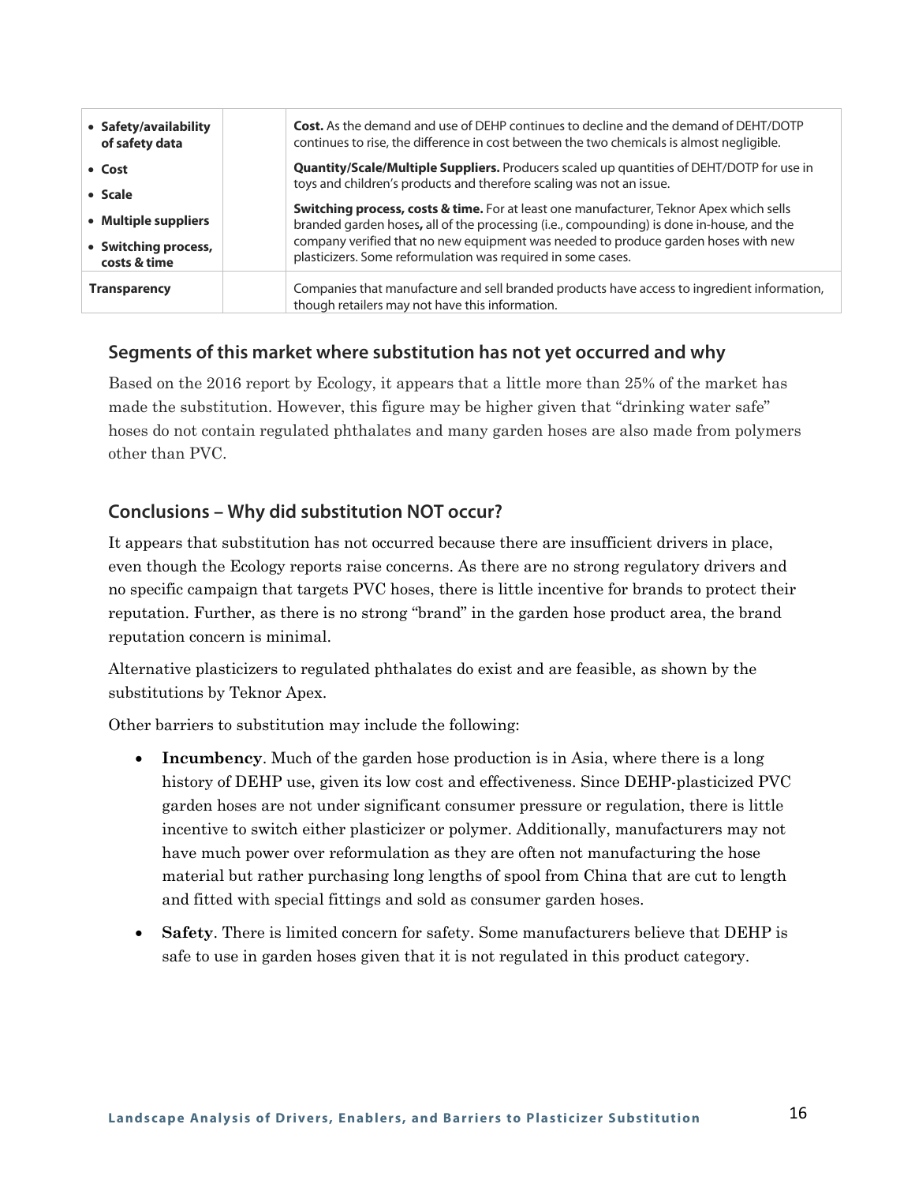| | | |
|---|---|---|
| • **Safety/availability of safety data**<br>• **Cost**<br>• **Scale**<br>• **Multiple suppliers**<br>• **Switching process, costs & time** | | **Cost.** As the demand and use of DEHP continues to decline and the demand of DEHT/DOTP continues to rise, the difference in cost between the two chemicals is almost negligible.<br>**Quantity/Scale/Multiple Suppliers.** Producers scaled up quantities of DEHT/DOTP for use in toys and children's products and therefore scaling was not an issue.<br>**Switching process, costs & time.** For at least one manufacturer, Teknor Apex which sells branded garden hoses**,** all of the processing (i.e., compounding) is done in-house, and the company verified that no new equipment was needed to produce garden hoses with new plasticizers. Some reformulation was required in some cases. |
| **Transparency** | | Companies that manufacture and sell branded products have access to ingredient information, though retailers may not have this information. |

## Segments of this market where substitution has not yet occurred and why

Based on the 2016 report by Ecology, it appears that a little more than 25% of the market has made the substitution. However, this figure may be higher given that "drinking water safe" hoses do not contain regulated phthalates and many garden hoses are also made from polymers other than PVC.

## Conclusions – Why did substitution NOT occur?

It appears that substitution has not occurred because there are insufficient drivers in place, even though the Ecology reports raise concerns. As there are no strong regulatory drivers and no specific campaign that targets PVC hoses, there is little incentive for brands to protect their reputation. Further, as there is no strong "brand" in the garden hose product area, the brand reputation concern is minimal.

Alternative plasticizers to regulated phthalates do exist and are feasible, as shown by the substitutions by Teknor Apex.

Other barriers to substitution may include the following:

- **Incumbency**. Much of the garden hose production is in Asia, where there is a long history of DEHP use, given its low cost and effectiveness. Since DEHP-plasticized PVC garden hoses are not under significant consumer pressure or regulation, there is little incentive to switch either plasticizer or polymer. Additionally, manufacturers may not have much power over reformulation as they are often not manufacturing the hose material but rather purchasing long lengths of spool from China that are cut to length and fitted with special fittings and sold as consumer garden hoses.
- **Safety**. There is limited concern for safety. Some manufacturers believe that DEHP is safe to use in garden hoses given that it is not regulated in this product category.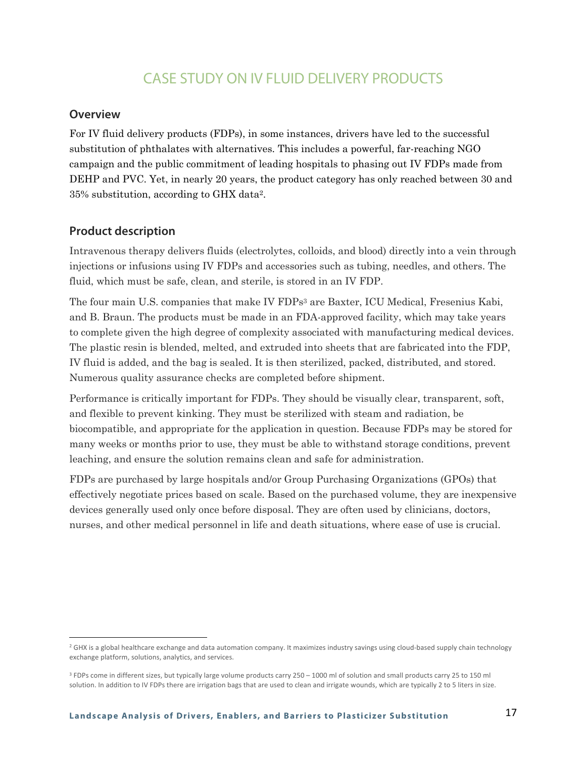# CASE STUDY ON IV FLUID DELIVERY PRODUCTS

## Overview

For IV fluid delivery products (FDPs), in some instances, drivers have led to the successful substitution of phthalates with alternatives. This includes a powerful, far-reaching NGO campaign and the public commitment of leading hospitals to phasing out IV FDPs made from DEHP and PVC. Yet, in nearly 20 years, the product category has only reached between 30 and 35% substitution, according to GHX data[2].

## Product description

Intravenous therapy delivers fluids (electrolytes, colloids, and blood) directly into a vein through injections or infusions using IV FDPs and accessories such as tubing, needles, and others. The fluid, which must be safe, clean, and sterile, is stored in an IV FDP.

The four main U.S. companies that make IV FDPs[3] are Baxter, ICU Medical, Fresenius Kabi, and B. Braun. The products must be made in an FDA-approved facility, which may take years to complete given the high degree of complexity associated with manufacturing medical devices. The plastic resin is blended, melted, and extruded into sheets that are fabricated into the FDP, IV fluid is added, and the bag is sealed. It is then sterilized, packed, distributed, and stored. Numerous quality assurance checks are completed before shipment.

Performance is critically important for FDPs. They should be visually clear, transparent, soft, and flexible to prevent kinking. They must be sterilized with steam and radiation, be biocompatible, and appropriate for the application in question. Because FDPs may be stored for many weeks or months prior to use, they must be able to withstand storage conditions, prevent leaching, and ensure the solution remains clean and safe for administration.

FDPs are purchased by large hospitals and/or Group Purchasing Organizations (GPOs) that effectively negotiate prices based on scale. Based on the purchased volume, they are inexpensive devices generally used only once before disposal. They are often used by clinicians, doctors, nurses, and other medical personnel in life and death situations, where ease of use is crucial.

---

[2] GHX is a global healthcare exchange and data automation company. It maximizes industry savings using cloud-based supply chain technology exchange platform, solutions, analytics, and services.

[3] FDPs come in different sizes, but typically large volume products carry 250 – 1000 ml of solution and small products carry 25 to 150 ml solution. In addition to IV FDPs there are irrigation bags that are used to clean and irrigate wounds, which are typically 2 to 5 liters in size.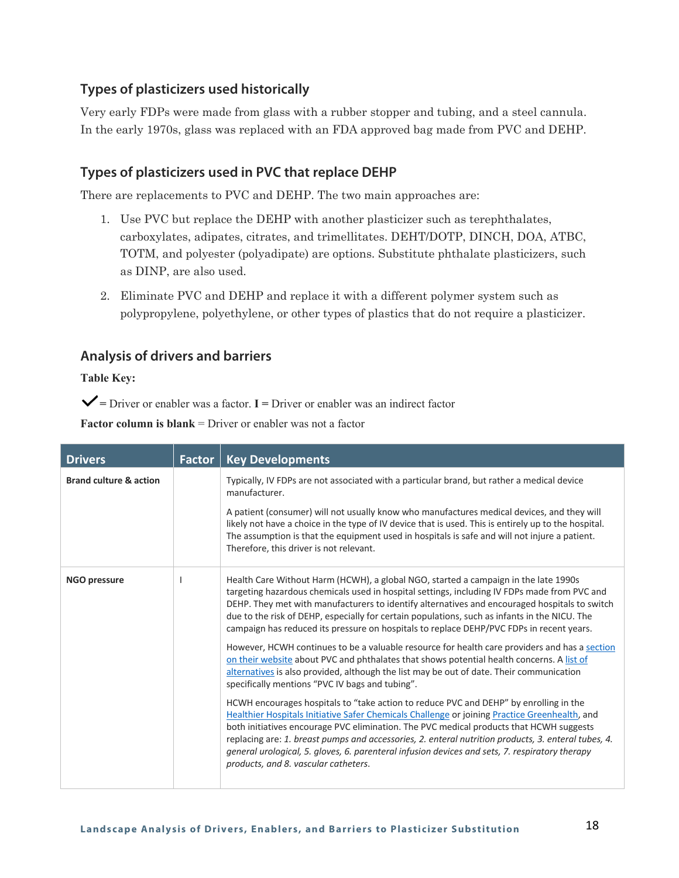### Types of plasticizers used historically

Very early FDPs were made from glass with a rubber stopper and tubing, and a steel cannula. In the early 1970s, glass was replaced with an FDA approved bag made from PVC and DEHP.

### Types of plasticizers used in PVC that replace DEHP

There are replacements to PVC and DEHP. The two main approaches are:

1. Use PVC but replace the DEHP with another plasticizer such as terephthalates, carboxylates, adipates, citrates, and trimellitates. DEHT/DOTP, DINCH, DOA, ATBC, TOTM, and polyester (polyadipate) are options. Substitute phthalate plasticizers, such as DINP, are also used.
2. Eliminate PVC and DEHP and replace it with a different polymer system such as polypropylene, polyethylene, or other types of plastics that do not require a plasticizer.

### Analysis of drivers and barriers

**Table Key:**

✓ = Driver or enabler was a factor. **I** = Driver or enabler was an indirect factor

**Factor column is blank** = Driver or enabler was not a factor

| Drivers | Factor | Key Developments |
|---|---|---|
| **Brand culture & action** | | Typically, IV FDPs are not associated with a particular brand, but rather a medical device manufacturer.<br><br>A patient (consumer) will not usually know who manufactures medical devices, and they will likely not have a choice in the type of IV device that is used. This is entirely up to the hospital. The assumption is that the equipment used in hospitals is safe and will not injure a patient. Therefore, this driver is not relevant. |
| **NGO pressure** | I | Health Care Without Harm (HCWH), a global NGO, started a campaign in the late 1990s targeting hazardous chemicals used in hospital settings, including IV FDPs made from PVC and DEHP. They met with manufacturers to identify alternatives and encouraged hospitals to switch due to the risk of DEHP, especially for certain populations, such as infants in the NICU. The campaign has reduced its pressure on hospitals to replace DEHP/PVC FDPs in recent years.<br><br>However, HCWH continues to be a valuable resource for health care providers and has a section on their website about PVC and phthalates that shows potential health concerns. A list of alternatives is also provided, although the list may be out of date. Their communication specifically mentions "PVC IV bags and tubing".<br><br>HCWH encourages hospitals to "take action to reduce PVC and DEHP" by enrolling in the Healthier Hospitals Initiative Safer Chemicals Challenge or joining Practice Greenhealth, and both initiatives encourage PVC elimination. The PVC medical products that HCWH suggests replacing are: *1. breast pumps and accessories, 2. enteral nutrition products, 3. enteral tubes, 4. general urological, 5. gloves, 6. parenteral infusion devices and sets, 7. respiratory therapy products, and 8. vascular catheters.* |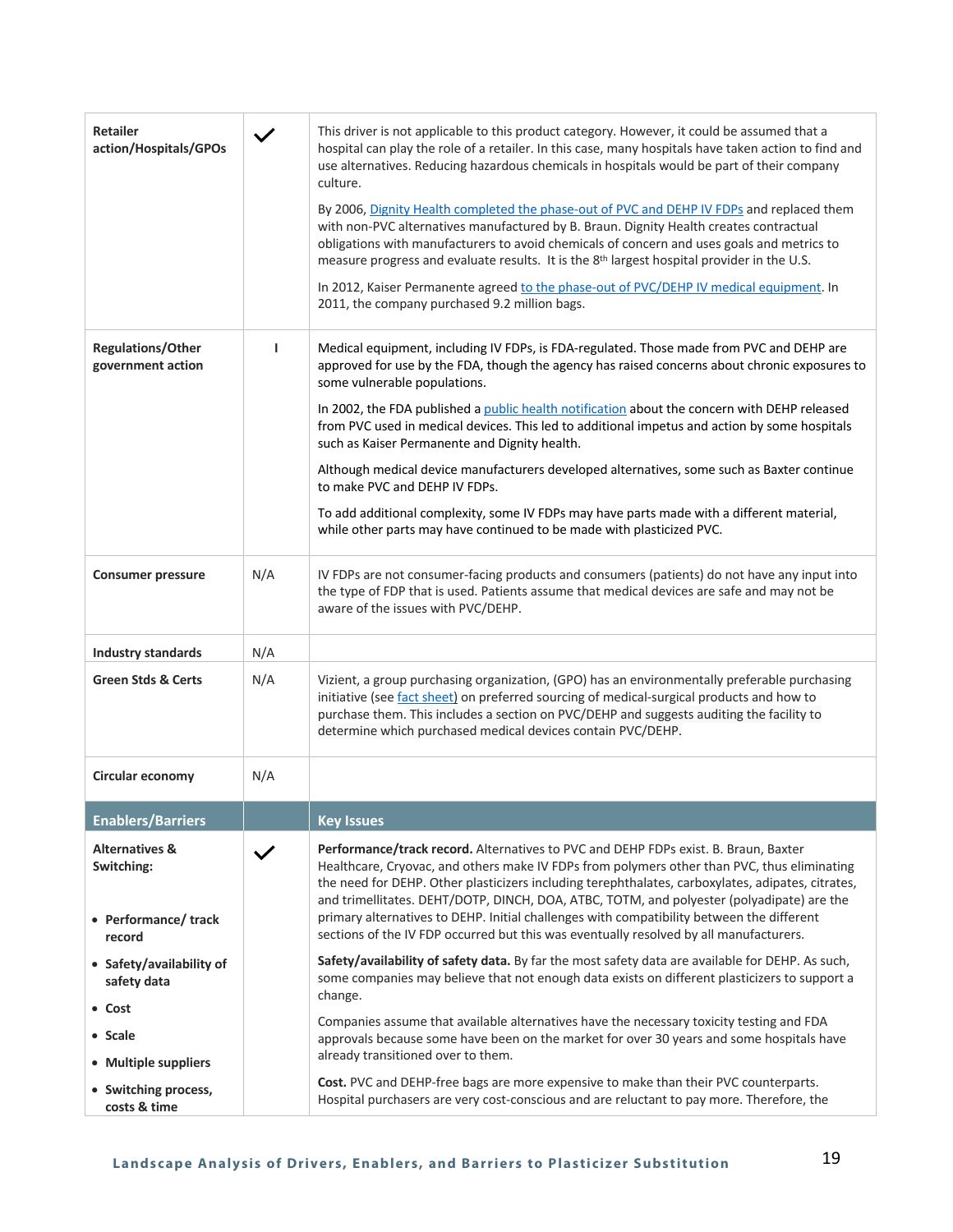| | | |
|---|---|---|
| **Retailer action/Hospitals/GPOs** | ✓ | This driver is not applicable to this product category. However, it could be assumed that a hospital can play the role of a retailer. In this case, many hospitals have taken action to find and use alternatives. Reducing hazardous chemicals in hospitals would be part of their company culture.<br><br>By 2006, Dignity Health completed the phase-out of PVC and DEHP IV FDPs and replaced them with non-PVC alternatives manufactured by B. Braun. Dignity Health creates contractual obligations with manufacturers to avoid chemicals of concern and uses goals and metrics to measure progress and evaluate results. It is the 8th largest hospital provider in the U.S.<br><br>In 2012, Kaiser Permanente agreed to the phase-out of PVC/DEHP IV medical equipment. In 2011, the company purchased 9.2 million bags. |
| **Regulations/Other government action** | I | Medical equipment, including IV FDPs, is FDA-regulated. Those made from PVC and DEHP are approved for use by the FDA, though the agency has raised concerns about chronic exposures to some vulnerable populations.<br><br>In 2002, the FDA published a public health notification about the concern with DEHP released from PVC used in medical devices. This led to additional impetus and action by some hospitals such as Kaiser Permanente and Dignity health.<br><br>Although medical device manufacturers developed alternatives, some such as Baxter continue to make PVC and DEHP IV FDPs.<br><br>To add additional complexity, some IV FDPs may have parts made with a different material, while other parts may have continued to be made with plasticized PVC. |
| **Consumer pressure** | N/A | IV FDPs are not consumer-facing products and consumers (patients) do not have any input into the type of FDP that is used. Patients assume that medical devices are safe and may not be aware of the issues with PVC/DEHP. |
| **Industry standards** | N/A | |
| **Green Stds & Certs** | N/A | Vizient, a group purchasing organization, (GPO) has an environmentally preferable purchasing initiative (see fact sheet) on preferred sourcing of medical-surgical products and how to purchase them. This includes a section on PVC/DEHP and suggests auditing the facility to determine which purchased medical devices contain PVC/DEHP. |
| **Circular economy** | N/A | |
| **Enablers/Barriers** | | **Key Issues** |
| **Alternatives & Switching:**<br><br>• **Performance/ track record**<br>• **Safety/availability of safety data**<br>• **Cost**<br>• **Scale**<br>• **Multiple suppliers**<br>• **Switching process, costs & time** | ✓ | **Performance/track record.** Alternatives to PVC and DEHP FDPs exist. B. Braun, Baxter Healthcare, Cryovac, and others make IV FDPs from polymers other than PVC, thus eliminating the need for DEHP. Other plasticizers including terephthalates, carboxylates, adipates, citrates, and trimellitates. DEHT/DOTP, DINCH, DOA, ATBC, TOTM, and polyester (polyadipate) are the primary alternatives to DEHP. Initial challenges with compatibility between the different sections of the IV FDP occurred but this was eventually resolved by all manufacturers.<br><br>**Safety/availability of safety data.** By far the most safety data are available for DEHP. As such, some companies may believe that not enough data exists on different plasticizers to support a change.<br><br>Companies assume that available alternatives have the necessary toxicity testing and FDA approvals because some have been on the market for over 30 years and some hospitals have already transitioned over to them.<br><br>**Cost.** PVC and DEHP-free bags are more expensive to make than their PVC counterparts. Hospital purchasers are very cost-conscious and are reluctant to pay more. Therefore, the |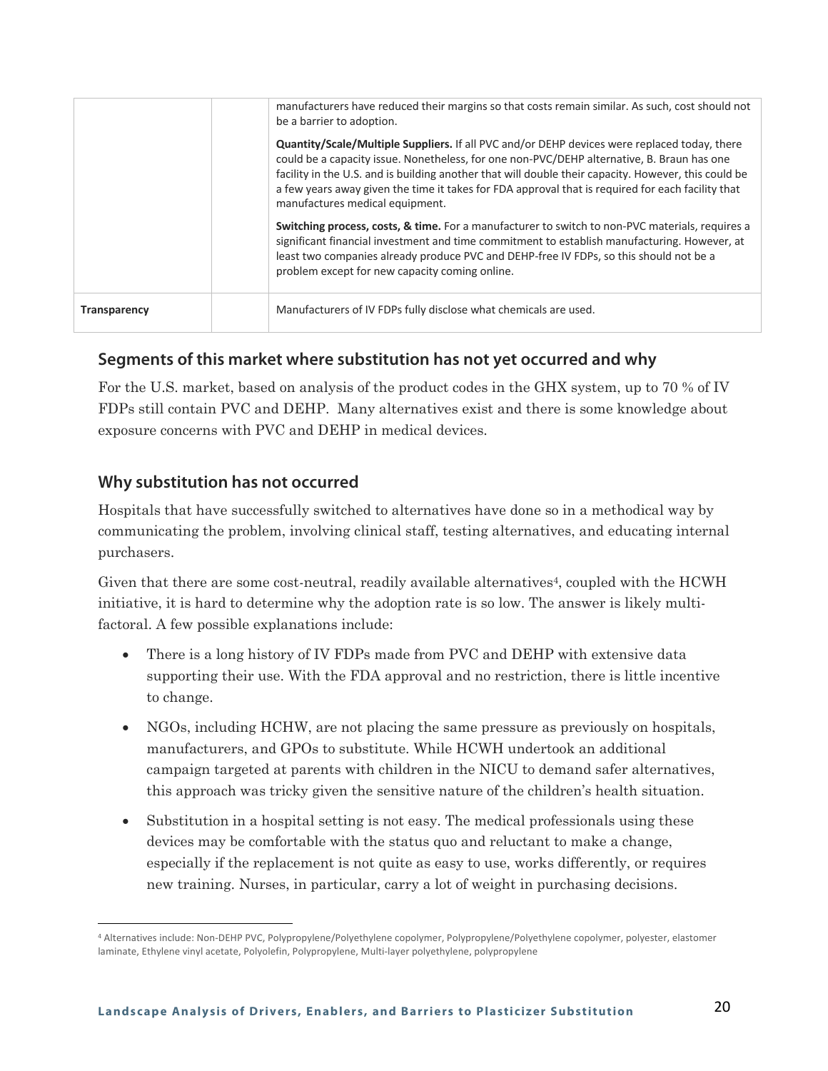| | | |
|---|---|---|
| | | manufacturers have reduced their margins so that costs remain similar. As such, cost should not be a barrier to adoption.<br><br>**Quantity/Scale/Multiple Suppliers.** If all PVC and/or DEHP devices were replaced today, there could be a capacity issue. Nonetheless, for one non-PVC/DEHP alternative, B. Braun has one facility in the U.S. and is building another that will double their capacity. However, this could be a few years away given the time it takes for FDA approval that is required for each facility that manufactures medical equipment.<br><br>**Switching process, costs, & time.** For a manufacturer to switch to non-PVC materials, requires a significant financial investment and time commitment to establish manufacturing. However, at least two companies already produce PVC and DEHP-free IV FDPs, so this should not be a problem except for new capacity coming online. |
| **Transparency** | | Manufacturers of IV FDPs fully disclose what chemicals are used. |

## Segments of this market where substitution has not yet occurred and why

For the U.S. market, based on analysis of the product codes in the GHX system, up to 70 % of IV FDPs still contain PVC and DEHP. Many alternatives exist and there is some knowledge about exposure concerns with PVC and DEHP in medical devices.

## Why substitution has not occurred

Hospitals that have successfully switched to alternatives have done so in a methodical way by communicating the problem, involving clinical staff, testing alternatives, and educating internal purchasers.

Given that there are some cost-neutral, readily available alternatives[4], coupled with the HCWH initiative, it is hard to determine why the adoption rate is so low. The answer is likely multi-factoral. A few possible explanations include:

- There is a long history of IV FDPs made from PVC and DEHP with extensive data supporting their use. With the FDA approval and no restriction, there is little incentive to change.
- NGOs, including HCHW, are not placing the same pressure as previously on hospitals, manufacturers, and GPOs to substitute. While HCWH undertook an additional campaign targeted at parents with children in the NICU to demand safer alternatives, this approach was tricky given the sensitive nature of the children's health situation.
- Substitution in a hospital setting is not easy. The medical professionals using these devices may be comfortable with the status quo and reluctant to make a change, especially if the replacement is not quite as easy to use, works differently, or requires new training. Nurses, in particular, carry a lot of weight in purchasing decisions.

[4] Alternatives include: Non-DEHP PVC, Polypropylene/Polyethylene copolymer, Polypropylene/Polyethylene copolymer, polyester, elastomer laminate, Ethylene vinyl acetate, Polyolefin, Polypropylene, Multi-layer polyethylene, polypropylene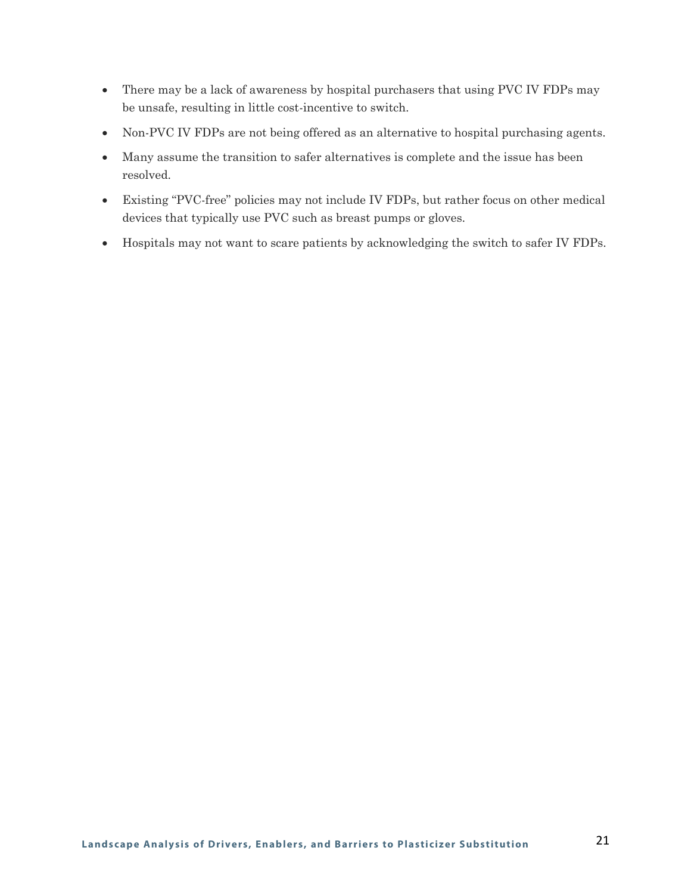- There may be a lack of awareness by hospital purchasers that using PVC IV FDPs may be unsafe, resulting in little cost-incentive to switch.
- Non-PVC IV FDPs are not being offered as an alternative to hospital purchasing agents.
- Many assume the transition to safer alternatives is complete and the issue has been resolved.
- Existing "PVC-free" policies may not include IV FDPs, but rather focus on other medical devices that typically use PVC such as breast pumps or gloves.
- Hospitals may not want to scare patients by acknowledging the switch to safer IV FDPs.